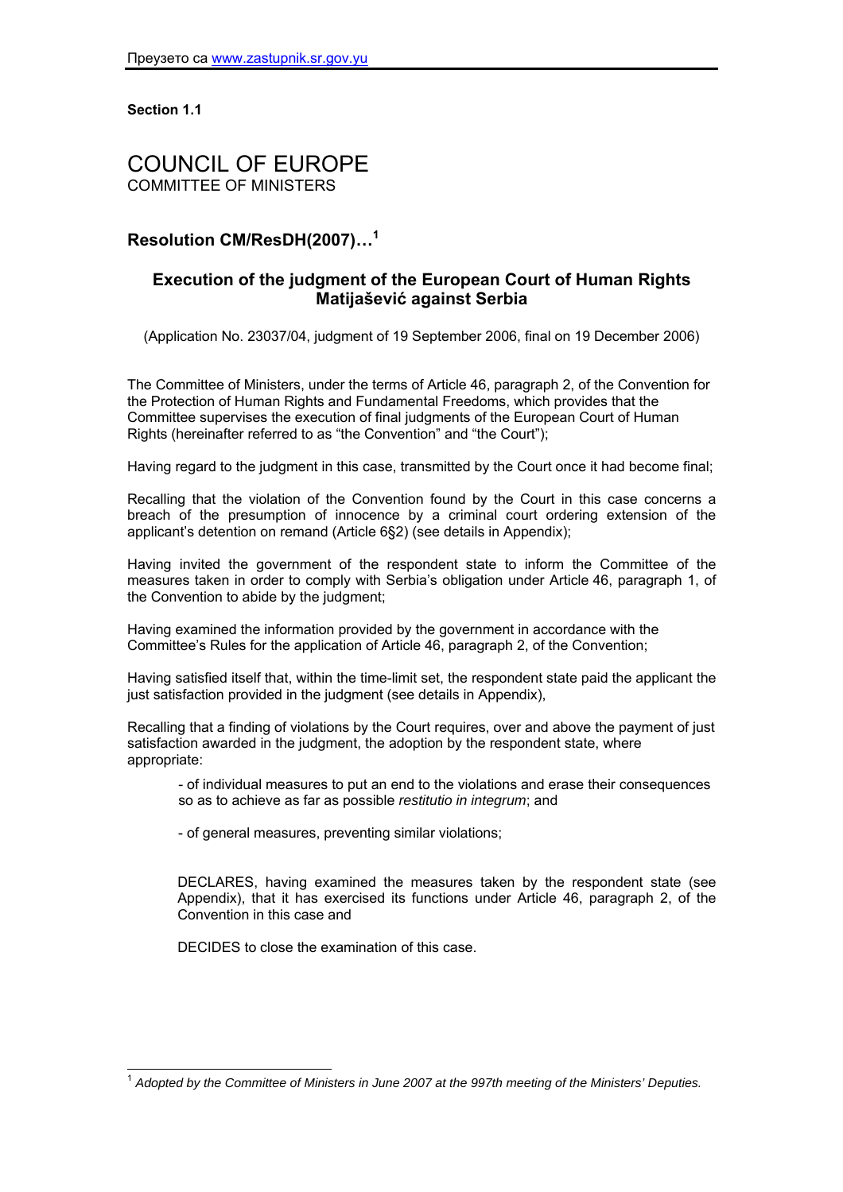**Section 1.1**

# COUNCIL OF EUROPE
COMMITTEE OF MINISTERS

## Resolution CM/ResDH(2007)…[1]

### Execution of the judgment of the European Court of Human Rights Matijašević against Serbia

(Application No. 23037/04, judgment of 19 September 2006, final on 19 December 2006)

The Committee of Ministers, under the terms of Article 46, paragraph 2, of the Convention for the Protection of Human Rights and Fundamental Freedoms, which provides that the Committee supervises the execution of final judgments of the European Court of Human Rights (hereinafter referred to as "the Convention" and "the Court");

Having regard to the judgment in this case, transmitted by the Court once it had become final;

Recalling that the violation of the Convention found by the Court in this case concerns a breach of the presumption of innocence by a criminal court ordering extension of the applicant's detention on remand (Article 6§2) (see details in Appendix);

Having invited the government of the respondent state to inform the Committee of the measures taken in order to comply with Serbia's obligation under Article 46, paragraph 1, of the Convention to abide by the judgment;

Having examined the information provided by the government in accordance with the Committee's Rules for the application of Article 46, paragraph 2, of the Convention;

Having satisfied itself that, within the time-limit set, the respondent state paid the applicant the just satisfaction provided in the judgment (see details in Appendix),

Recalling that a finding of violations by the Court requires, over and above the payment of just satisfaction awarded in the judgment, the adoption by the respondent state, where appropriate:

- of individual measures to put an end to the violations and erase their consequences so as to achieve as far as possible *restitutio in integrum*; and

- of general measures, preventing similar violations;

DECLARES, having examined the measures taken by the respondent state (see Appendix), that it has exercised its functions under Article 46, paragraph 2, of the Convention in this case and

DECIDES to close the examination of this case.

---

[1] *Adopted by the Committee of Ministers in June 2007 at the 997th meeting of the Ministers' Deputies.*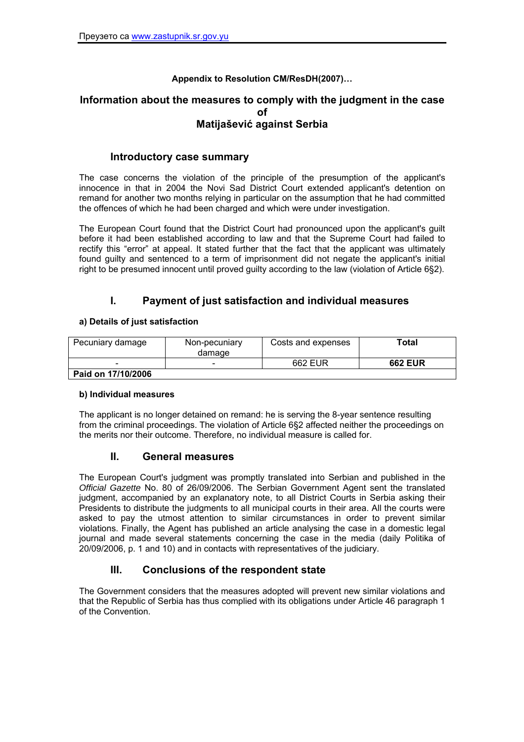Преузето са www.zastupnik.sr.gov.yu

**Appendix to Resolution CM/ResDH(2007)…**

# Information about the measures to comply with the judgment in the case of Matijašević against Serbia

## Introductory case summary

The case concerns the violation of the principle of the presumption of the applicant's innocence in that in 2004 the Novi Sad District Court extended applicant's detention on remand for another two months relying in particular on the assumption that he had committed the offences of which he had been charged and which were under investigation.

The European Court found that the District Court had pronounced upon the applicant's guilt before it had been established according to law and that the Supreme Court had failed to rectify this "error" at appeal. It stated further that the fact that the applicant was ultimately found guilty and sentenced to a term of imprisonment did not negate the applicant's initial right to be presumed innocent until proved guilty according to the law (violation of Article 6§2).

## I. Payment of just satisfaction and individual measures

**a) Details of just satisfaction**

| Pecuniary damage | Non-pecuniary damage | Costs and expenses | **Total** |
|---|---|---|---|
| - | - | 662 EUR | **662 EUR** |
| **Paid on 17/10/2006** | | | |

**b) Individual measures**

The applicant is no longer detained on remand: he is serving the 8-year sentence resulting from the criminal proceedings. The violation of Article 6§2 affected neither the proceedings on the merits nor their outcome. Therefore, no individual measure is called for.

## II. General measures

The European Court's judgment was promptly translated into Serbian and published in the *Official Gazette* No. 80 of 26/09/2006. The Serbian Government Agent sent the translated judgment, accompanied by an explanatory note, to all District Courts in Serbia asking their Presidents to distribute the judgments to all municipal courts in their area. All the courts were asked to pay the utmost attention to similar circumstances in order to prevent similar violations. Finally, the Agent has published an article analysing the case in a domestic legal journal and made several statements concerning the case in the media (daily Politika of 20/09/2006, p. 1 and 10) and in contacts with representatives of the judiciary.

## III. Conclusions of the respondent state

The Government considers that the measures adopted will prevent new similar violations and that the Republic of Serbia has thus complied with its obligations under Article 46 paragraph 1 of the Convention.